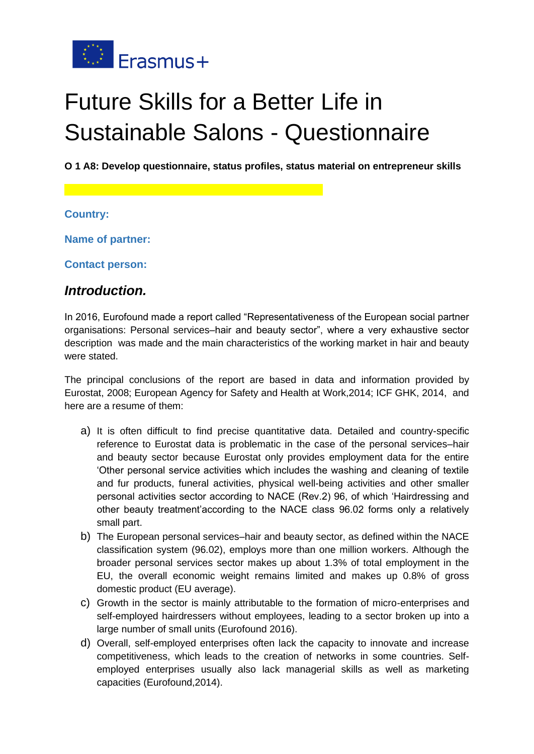Erasmus+

# Future Skills for a Better Life in Sustainable Salons - Questionnaire

**O 1 A8: Develop questionnaire, status profiles, status material on entrepreneur skills**

**Country:**

**Name of partner:**

**Contact person:**

## *Introduction.*

In 2016, Eurofound made a report called "Representativeness of the European social partner organisations: Personal services–hair and beauty sector", where a very exhaustive sector description was made and the main characteristics of the working market in hair and beauty were stated.

The principal conclusions of the report are based in data and information provided by Eurostat, 2008; European Agency for Safety and Health at Work,2014; ICF GHK, 2014, and here are a resume of them:

a) It is often difficult to find precise quantitative data. Detailed and country-specific reference to Eurostat data is problematic in the case of the personal services–hair and beauty sector because Eurostat only provides employment data for the entire 'Other personal service activities which includes the washing and cleaning of textile and fur products, funeral activities, physical well-being activities and other smaller personal activities sector according to NACE (Rev.2) 96, of which 'Hairdressing and other beauty treatment'according to the NACE class 96.02 forms only a relatively small part.

b) The European personal services–hair and beauty sector, as defined within the NACE classification system (96.02), employs more than one million workers. Although the broader personal services sector makes up about 1.3% of total employment in the EU, the overall economic weight remains limited and makes up 0.8% of gross domestic product (EU average).

c) Growth in the sector is mainly attributable to the formation of micro-enterprises and self-employed hairdressers without employees, leading to a sector broken up into a large number of small units (Eurofound 2016).

d) Overall, self-employed enterprises often lack the capacity to innovate and increase competitiveness, which leads to the creation of networks in some countries. Self-employed enterprises usually also lack managerial skills as well as marketing capacities (Eurofound,2014).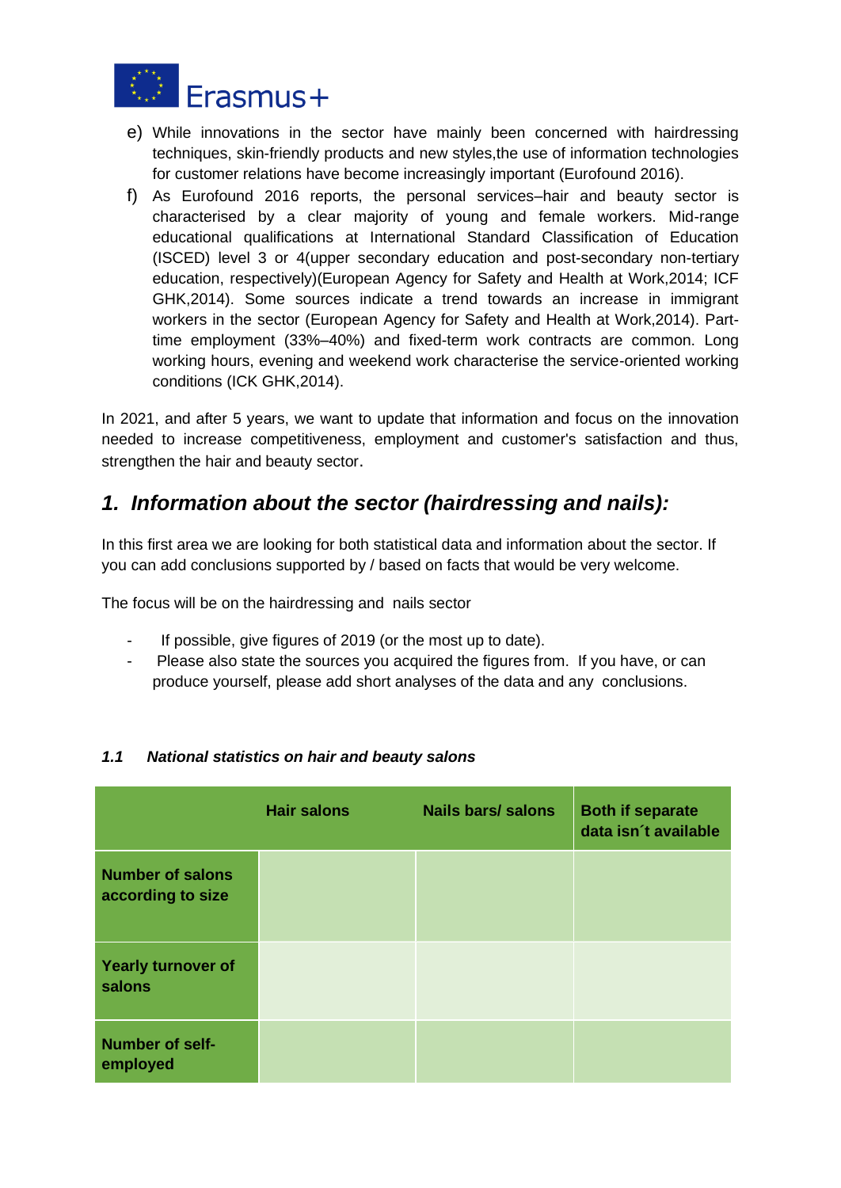e) While innovations in the sector have mainly been concerned with hairdressing techniques, skin-friendly products and new styles,the use of information technologies for customer relations have become increasingly important (Eurofound 2016).

f) As Eurofound 2016 reports, the personal services–hair and beauty sector is characterised by a clear majority of young and female workers. Mid-range educational qualifications at International Standard Classification of Education (ISCED) level 3 or 4(upper secondary education and post-secondary non-tertiary education, respectively)(European Agency for Safety and Health at Work,2014; ICF GHK,2014). Some sources indicate a trend towards an increase in immigrant workers in the sector (European Agency for Safety and Health at Work,2014). Part-time employment (33%–40%) and fixed-term work contracts are common. Long working hours, evening and weekend work characterise the service-oriented working conditions (ICK GHK,2014).

In 2021, and after 5 years, we want to update that information and focus on the innovation needed to increase competitiveness, employment and customer's satisfaction and thus, strengthen the hair and beauty sector.

## *1. Information about the sector (hairdressing and nails):*

In this first area we are looking for both statistical data and information about the sector. If you can add conclusions supported by / based on facts that would be very welcome.

The focus will be on the hairdressing and nails sector

- If possible, give figures of 2019 (or the most up to date).
- Please also state the sources you acquired the figures from. If you have, or can produce yourself, please add short analyses of the data and any conclusions.

### *1.1 National statistics on hair and beauty salons*

| | Hair salons | Nails bars/ salons | Both if separate data isn´t available |
|---|---|---|---|
| **Number of salons according to size** | | | |
| **Yearly turnover of salons** | | | |
| **Number of self-employed** | | | |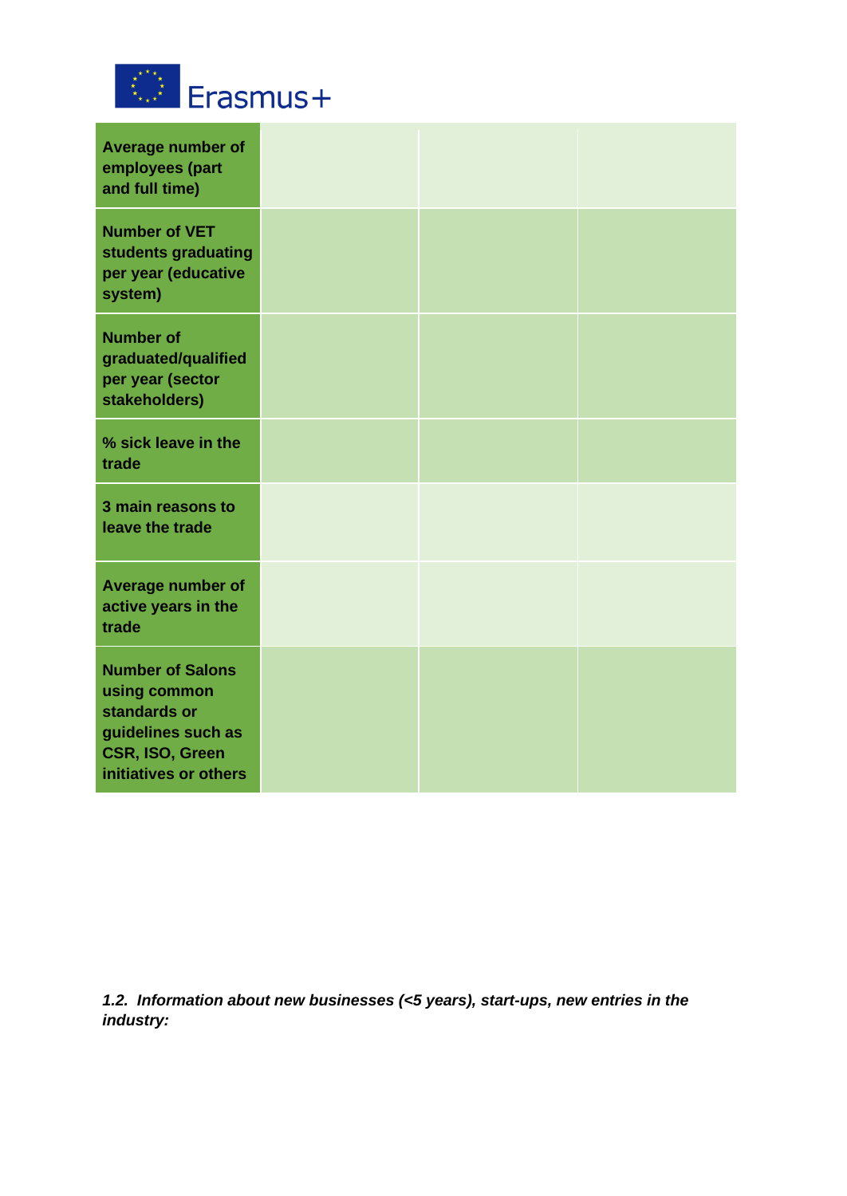| | | | |
|---|---|---|---|
| **Average number of employees (part and full time)** | | | |
| **Number of VET students graduating per year (educative system)** | | | |
| **Number of graduated/qualified per year (sector stakeholders)** | | | |
| **% sick leave in the trade** | | | |
| **3 main reasons to leave the trade** | | | |
| **Average number of active years in the trade** | | | |
| **Number of Salons using common standards or guidelines such as CSR, ISO, Green initiatives or others** | | | |

***1.2. Information about new businesses (<5 years), start-ups, new entries in the industry:***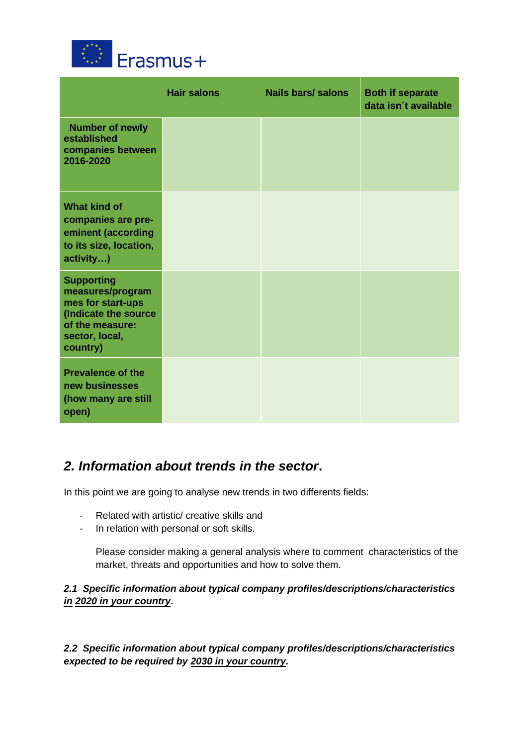|  | Hair salons | Nails bars/ salons | Both if separate data isn´t available |
|---|---|---|---|
| Number of newly established companies between 2016-2020 |  |  |  |
| What kind of companies are pre-eminent (according to its size, location, activity…) |  |  |  |
| Supporting measures/programmes for start-ups (Indicate the source of the measure: sector, local, country) |  |  |  |
| Prevalence of the new businesses (how many are still open) |  |  |  |

## *2. Information about trends in the sector*.

In this point we are going to analyse new trends in two differents fields:

- Related with artistic/ creative skills and
- In relation with personal or soft skills.

Please consider making a general analysis where to comment characteristics of the market, threats and opportunities and how to solve them.

### *2.1 Specific information about typical company profiles/descriptions/characteristics <u>in 2020 in your country</u>*.

### *2.2 Specific information about typical company profiles/descriptions/characteristics expected to be required by <u>2030 in your country</u>.*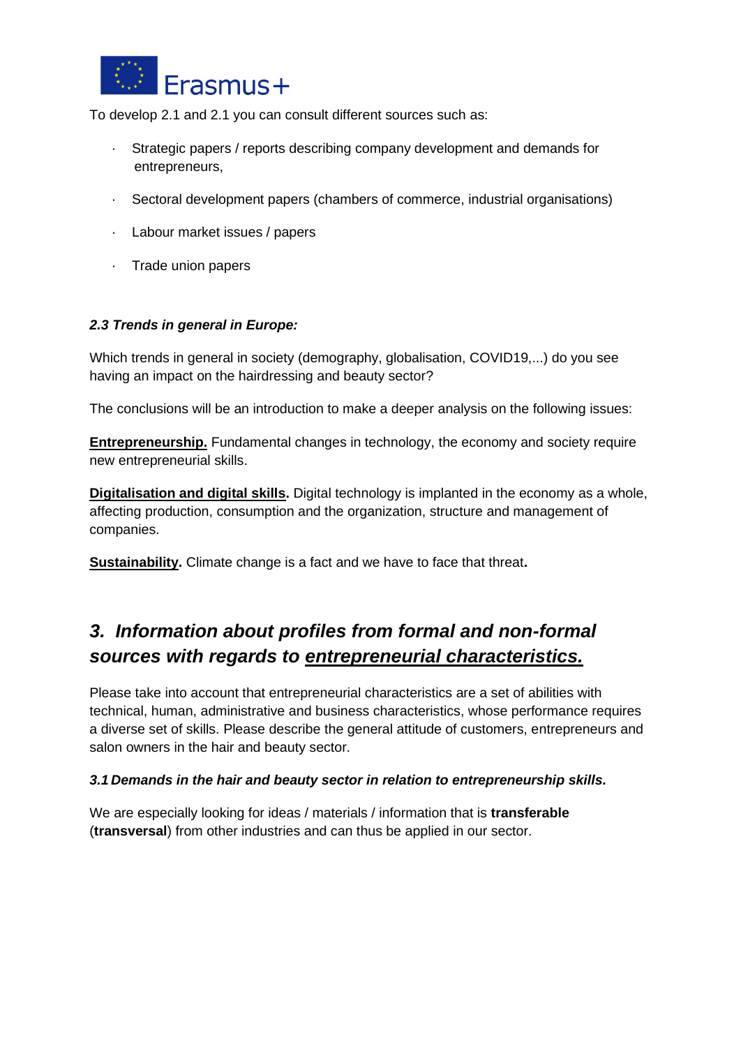To develop 2.1 and 2.1 you can consult different sources such as:

- Strategic papers / reports describing company development and demands for entrepreneurs,
- Sectoral development papers (chambers of commerce, industrial organisations)
- Labour market issues / papers
- Trade union papers

***2.3 Trends in general in Europe:***

Which trends in general in society (demography, globalisation, COVID19,...) do you see having an impact on the hairdressing and beauty sector?

The conclusions will be an introduction to make a deeper analysis on the following issues:

**Entrepreneurship.** Fundamental changes in technology, the economy and society require new entrepreneurial skills.

**Digitalisation and digital skills.** Digital technology is implanted in the economy as a whole, affecting production, consumption and the organization, structure and management of companies.

**Sustainability.** Climate change is a fact and we have to face that threat**.**

## *3. Information about profiles from formal and non-formal sources with regards to entrepreneurial characteristics.*

Please take into account that entrepreneurial characteristics are a set of abilities with technical, human, administrative and business characteristics, whose performance requires a diverse set of skills. Please describe the general attitude of customers, entrepreneurs and salon owners in the hair and beauty sector.

***3.1 Demands in the hair and beauty sector in relation to entrepreneurship skills.***

We are especially looking for ideas / materials / information that is **transferable** (**transversal**) from other industries and can thus be applied in our sector.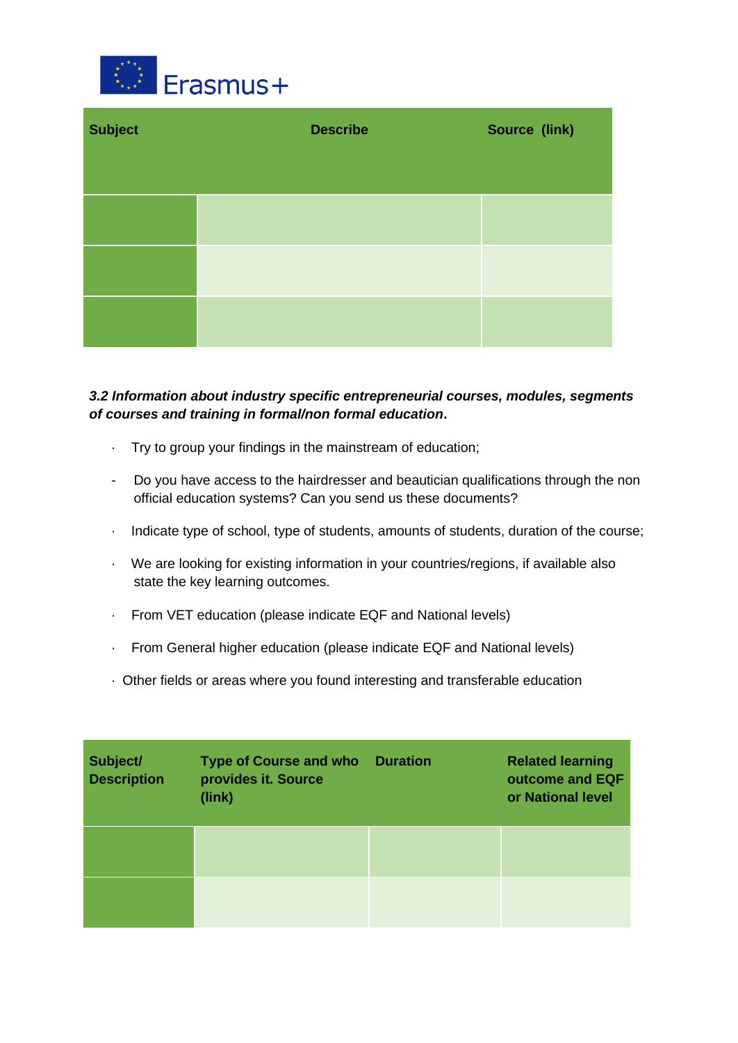| Subject | Describe | Source (link) |
| --- | --- | --- |
| | | |
| | | |
| | | |

***3.2 Information about industry specific entrepreneurial courses, modules, segments of courses and training in formal/non formal education*.**

- Try to group your findings in the mainstream of education;
- Do you have access to the hairdresser and beautician qualifications through the non official education systems? Can you send us these documents?
- Indicate type of school, type of students, amounts of students, duration of the course;
- We are looking for existing information in your countries/regions, if available also state the key learning outcomes.
- From VET education (please indicate EQF and National levels)
- From General higher education (please indicate EQF and National levels)
- Other fields or areas where you found interesting and transferable education

| Subject/ Description | Type of Course and who provides it. Source (link) | Duration | Related learning outcome and EQF or National level |
| --- | --- | --- | --- |
| | | | |
| | | | |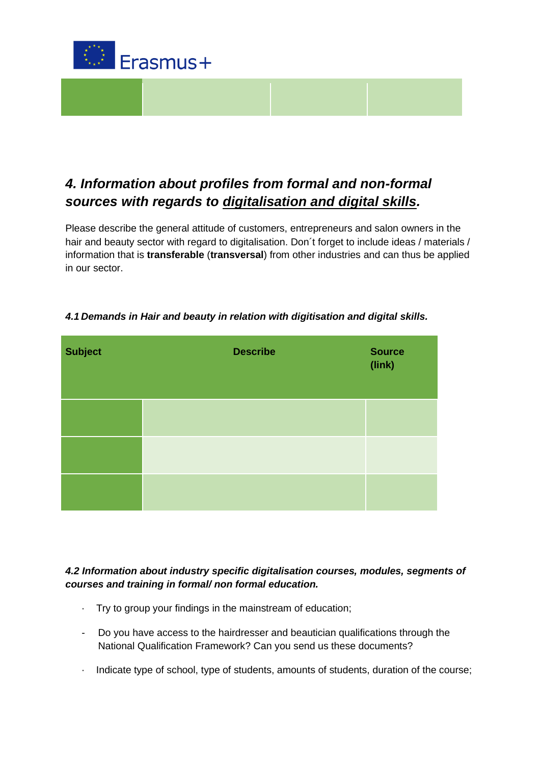## *4. Information about profiles from formal and non-formal sources with regards to digitalisation and digital skills.*

Please describe the general attitude of customers, entrepreneurs and salon owners in the hair and beauty sector with regard to digitalisation. Don´t forget to include ideas / materials / information that is **transferable** (**transversal**) from other industries and can thus be applied in our sector.

### *4.1 Demands in Hair and beauty in relation with digitisation and digital skills.*

| Subject | Describe | Source (link) |
|---|---|---|
| | | |
| | | |
| | | |

### *4.2 Information about industry specific digitalisation courses, modules, segments of courses and training in formal/ non formal education.*

- Try to group your findings in the mainstream of education;
- Do you have access to the hairdresser and beautician qualifications through the National Qualification Framework? Can you send us these documents?
- Indicate type of school, type of students, amounts of students, duration of the course;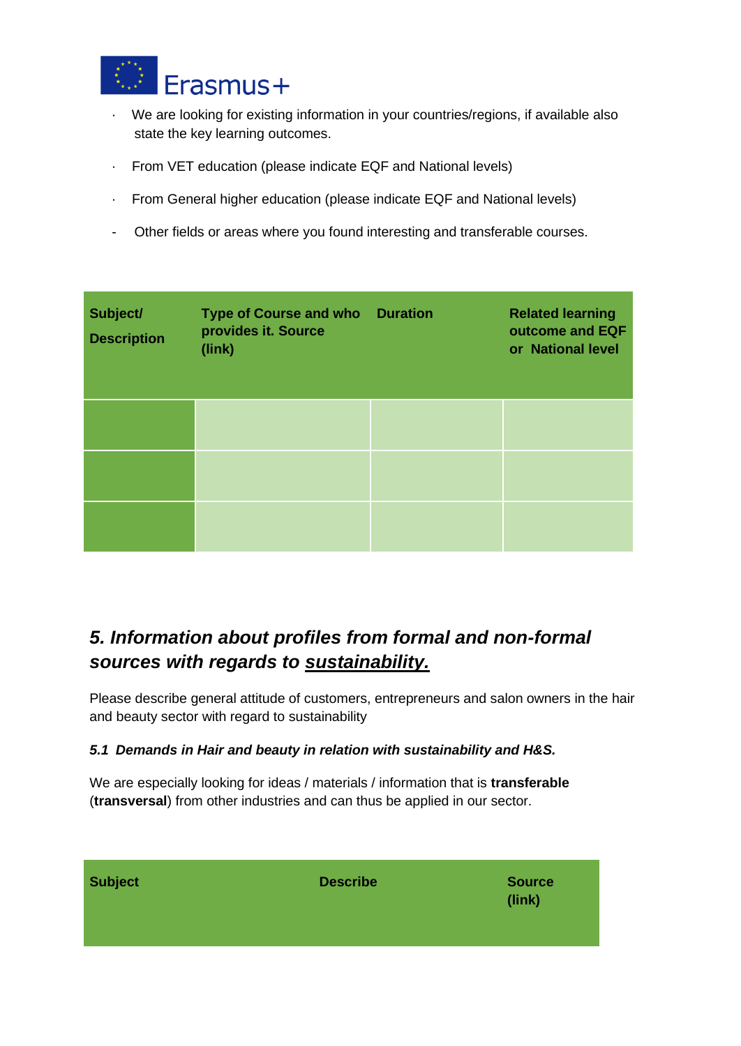- We are looking for existing information in your countries/regions, if available also state the key learning outcomes.
- From VET education (please indicate EQF and National levels)
- From General higher education (please indicate EQF and National levels)
- Other fields or areas where you found interesting and transferable courses.

| **Subject/ Description** | **Type of Course and who provides it. Source (link)** | **Duration** | **Related learning outcome and EQF or National level** |
|---|---|---|---|
| | | | |
| | | | |
| | | | |

## *5. Information about profiles from formal and non-formal sources with regards to sustainability.*

Please describe general attitude of customers, entrepreneurs and salon owners in the hair and beauty sector with regard to sustainability

### *5.1 Demands in Hair and beauty in relation with sustainability and H&S.*

We are especially looking for ideas / materials / information that is **transferable** (**transversal**) from other industries and can thus be applied in our sector.

| **Subject** | **Describe** | **Source (link)** |
|---|---|---|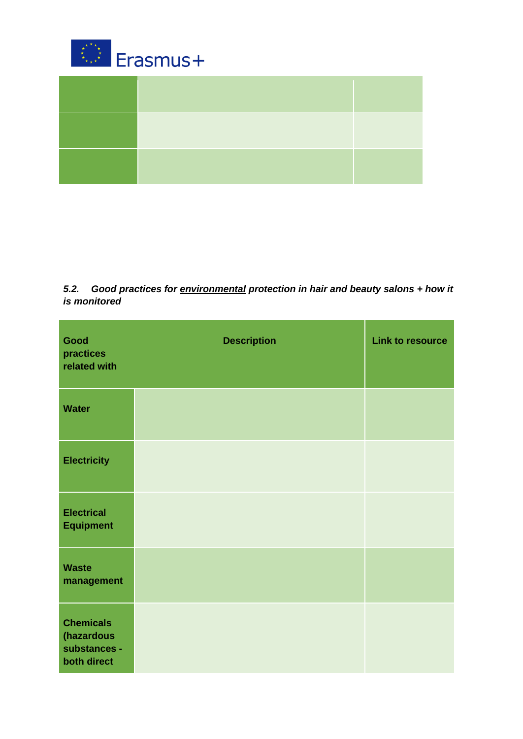| | | |
|---|---|---|
| | | |
| | | |
| | | |

### *5.2. Good practices for <u>environmental</u> protection in hair and beauty salons + how it is monitored*

| Good practices related with | Description | Link to resource |
|---|---|---|
| **Water** | | |
| **Electricity** | | |
| **Electrical Equipment** | | |
| **Waste management** | | |
| **Chemicals (hazardous substances - both direct** | | |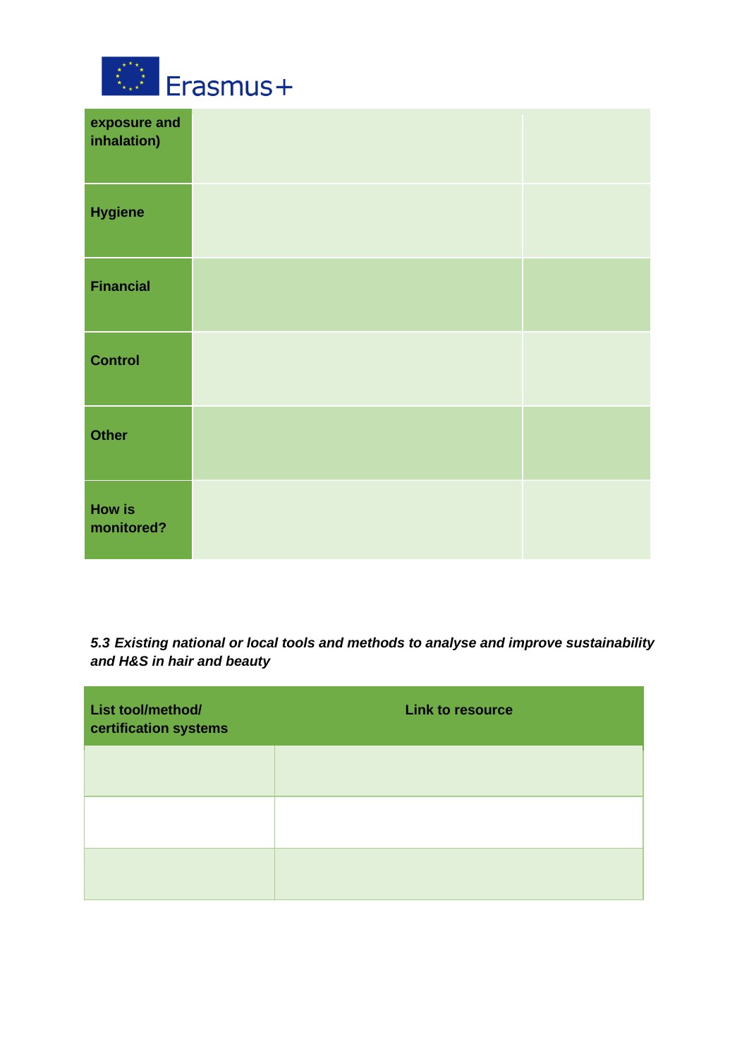| | | |
|---|---|---|
| **exposure and inhalation)** | | |
| **Hygiene** | | |
| **Financial** | | |
| **Control** | | |
| **Other** | | |
| **How is monitored?** | | |

***5.3 Existing national or local tools and methods to analyse and improve sustainability and H&S in hair and beauty***

| List tool/method/ certification systems | Link to resource |
|---|---|
| | |
| | |
| | |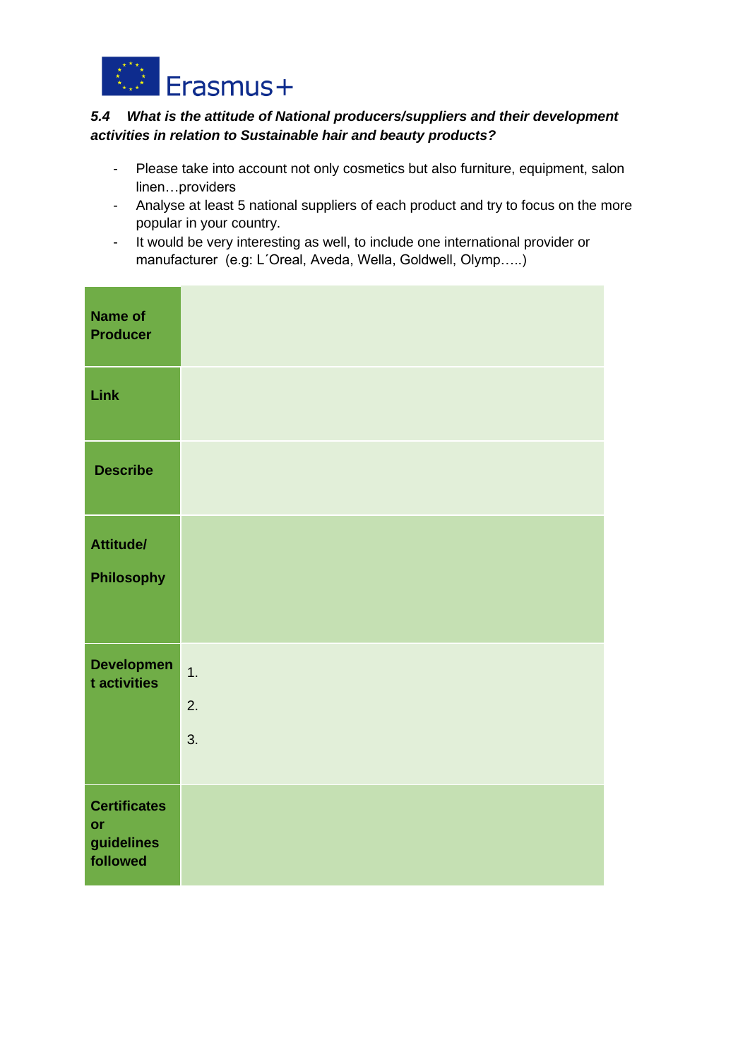***5.4 What is the attitude of National producers/suppliers and their development activities in relation to Sustainable hair and beauty products?***

- Please take into account not only cosmetics but also furniture, equipment, salon linen…providers
- Analyse at least 5 national suppliers of each product and try to focus on the more popular in your country.
- It would be very interesting as well, to include one international provider or manufacturer (e.g: L´Oreal, Aveda, Wella, Goldwell, Olymp…..)

| | |
|---|---|
| **Name of Producer** | |
| **Link** | |
| **Describe** | |
| **Attitude/ Philosophy** | |
| **Development activities** | 1.<br>2.<br>3. |
| **Certificates or guidelines followed** | |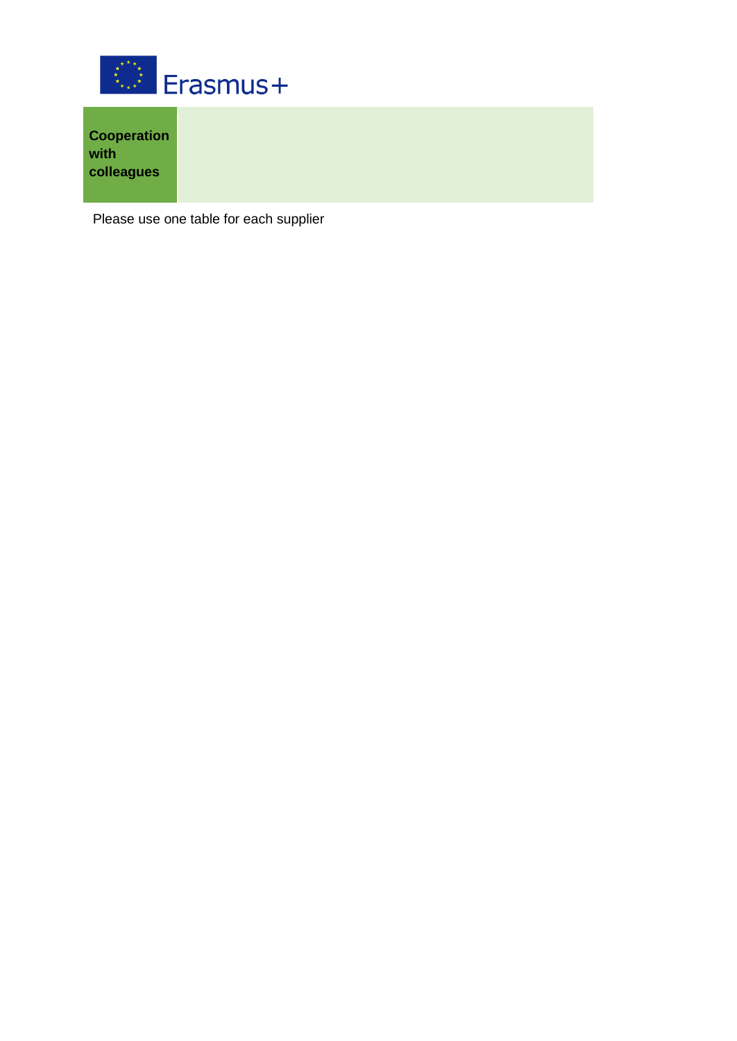| | |
|---|---|
| **Cooperation with colleagues** | |

Please use one table for each supplier